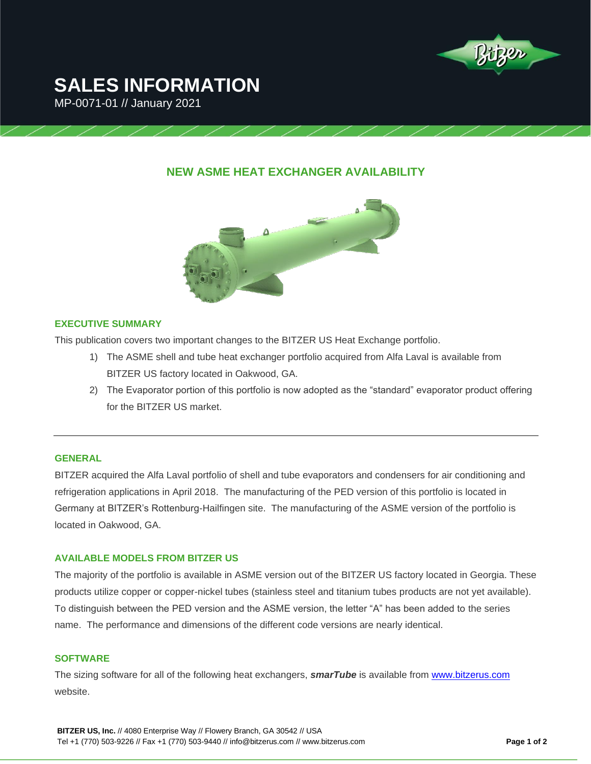# SALES INFORMATION

MP-0071-01 // January 2021

## NEW ASME HEAT EXCHANGER AVAILABILITY

### EXECUTIVE SUMMARY

This publication covers two important changes to the BITZER US Heat Exchange portfolio.

1) The ASME shell and tube heat exchanger portfolio acquired from Alfa Laval is available from BITZER US factory located in Oakwood, GA.
2) The Evaporator portion of this portfolio is now adopted as the "standard" evaporator product offering for the BITZER US market.

---

### GENERAL

BITZER acquired the Alfa Laval portfolio of shell and tube evaporators and condensers for air conditioning and refrigeration applications in April 2018. The manufacturing of the PED version of this portfolio is located in Germany at BITZER's Rottenburg-Hailfingen site. The manufacturing of the ASME version of the portfolio is located in Oakwood, GA.

### AVAILABLE MODELS FROM BITZER US

The majority of the portfolio is available in ASME version out of the BITZER US factory located in Georgia. These products utilize copper or copper-nickel tubes (stainless steel and titanium tubes products are not yet available). To distinguish between the PED version and the ASME version, the letter "A" has been added to the series name. The performance and dimensions of the different code versions are nearly identical.

### SOFTWARE

The sizing software for all of the following heat exchangers, ***smarTube*** is available from [www.bitzerus.com](http://www.bitzerus.com) website.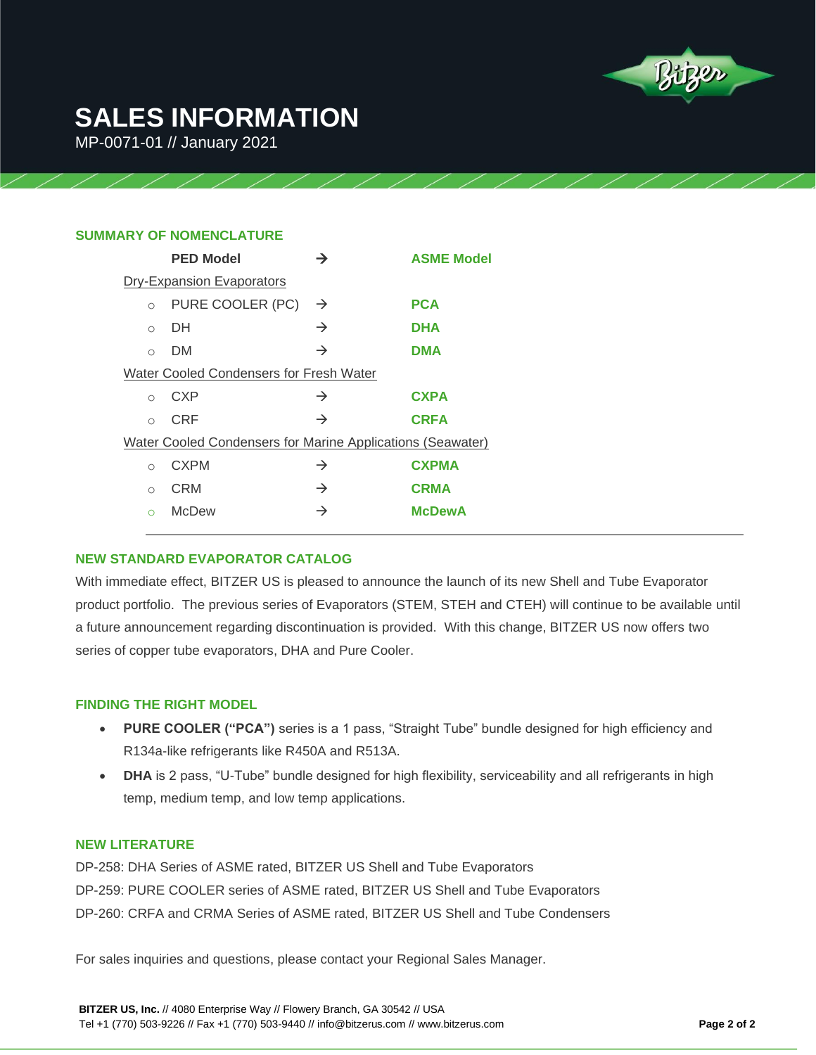# SALES INFORMATION

MP-0071-01 // January 2021

## SUMMARY OF NOMENCLATURE

| PED Model | | ASME Model |
|---|---|---|
| Dry-Expansion Evaporators | | |
| PURE COOLER (PC) | → | **PCA** |
| DH | → | **DHA** |
| DM | → | **DMA** |
| Water Cooled Condensers for Fresh Water | | |
| CXP | → | **CXPA** |
| CRF | → | **CRFA** |
| Water Cooled Condensers for Marine Applications (Seawater) | | |
| CXPM | → | **CXPMA** |
| CRM | → | **CRMA** |
| McDew | → | **McDewA** |

## NEW STANDARD EVAPORATOR CATALOG

With immediate effect, BITZER US is pleased to announce the launch of its new Shell and Tube Evaporator product portfolio. The previous series of Evaporators (STEM, STEH and CTEH) will continue to be available until a future announcement regarding discontinuation is provided. With this change, BITZER US now offers two series of copper tube evaporators, DHA and Pure Cooler.

## FINDING THE RIGHT MODEL

- **PURE COOLER ("PCA")** series is a 1 pass, "Straight Tube" bundle designed for high efficiency and R134a-like refrigerants like R450A and R513A.
- **DHA** is 2 pass, "U-Tube" bundle designed for high flexibility, serviceability and all refrigerants in high temp, medium temp, and low temp applications.

## NEW LITERATURE

DP-258: DHA Series of ASME rated, BITZER US Shell and Tube Evaporators

DP-259: PURE COOLER series of ASME rated, BITZER US Shell and Tube Evaporators

DP-260: CRFA and CRMA Series of ASME rated, BITZER US Shell and Tube Condensers

For sales inquiries and questions, please contact your Regional Sales Manager.

**BITZER US, Inc.** // 4080 Enterprise Way // Flowery Branch, GA 30542 // USA
Tel +1 (770) 503-9226 // Fax +1 (770) 503-9440 // info@bitzerus.com // www.bitzerus.com